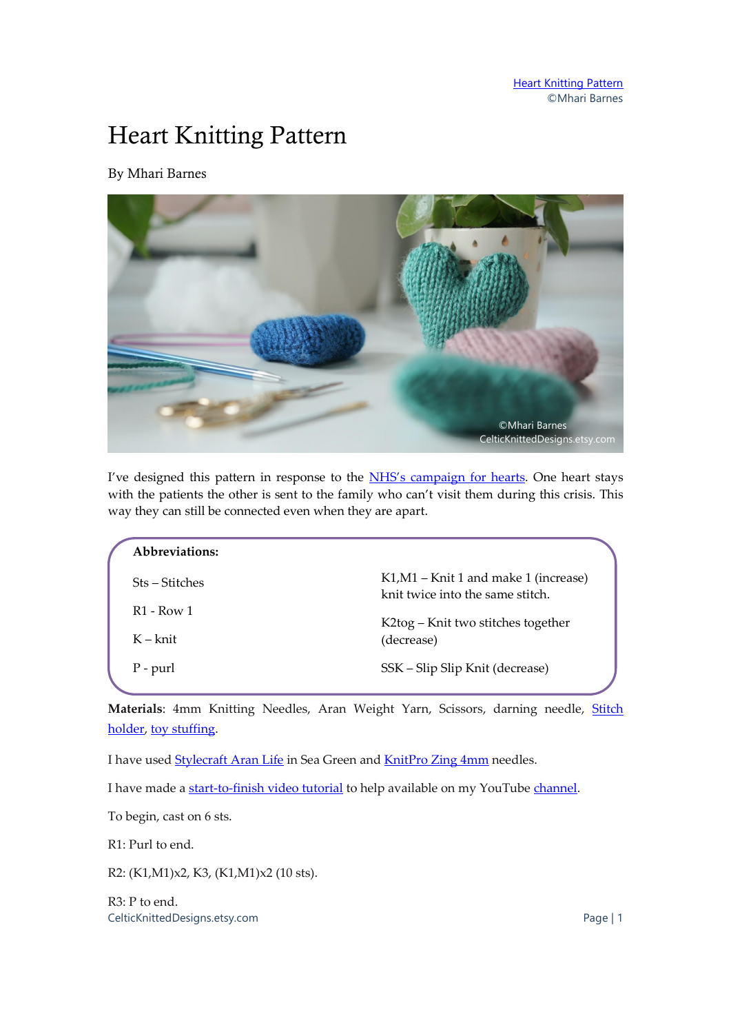# Heart Knitting Pattern

By Mhari Barnes

I've designed this pattern in response to the NHS's campaign for hearts. One heart stays with the patients the other is sent to the family who can't visit them during this crisis. This way they can still be connected even when they are apart.

**Abbreviations:**

Sts – Stitches

R1 - Row 1

K – knit

P - purl

K1,M1 – Knit 1 and make 1 (increase) knit twice into the same stitch.

K2tog – Knit two stitches together (decrease)

SSK – Slip Slip Knit (decrease)

**Materials**: 4mm Knitting Needles, Aran Weight Yarn, Scissors, darning needle, Stitch holder, toy stuffing.

I have used Stylecraft Aran Life in Sea Green and KnitPro Zing 4mm needles.

I have made a start-to-finish video tutorial to help available on my YouTube channel.

To begin, cast on 6 sts.

R1: Purl to end.

R2: (K1,M1)x2, K3, (K1,M1)x2 (10 sts).

R3: P to end.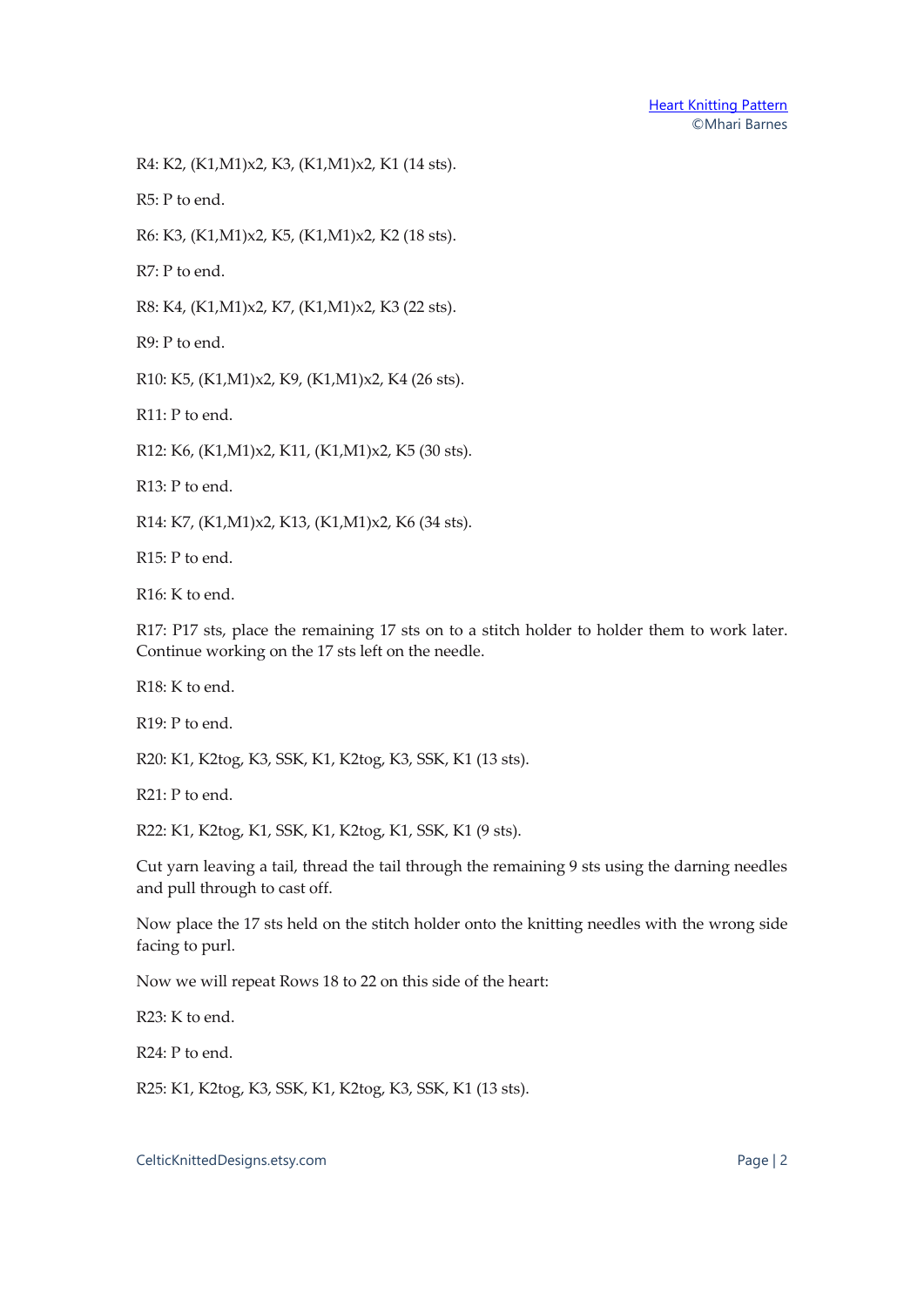R4: K2, (K1,M1)x2, K3, (K1,M1)x2, K1 (14 sts).

R5: P to end.

R6: K3, (K1,M1)x2, K5, (K1,M1)x2, K2 (18 sts).

R7: P to end.

R8: K4, (K1,M1)x2, K7, (K1,M1)x2, K3 (22 sts).

R9: P to end.

R10: K5, (K1,M1)x2, K9, (K1,M1)x2, K4 (26 sts).

R11: P to end.

R12: K6, (K1,M1)x2, K11, (K1,M1)x2, K5 (30 sts).

R13: P to end.

R14: K7, (K1,M1)x2, K13, (K1,M1)x2, K6 (34 sts).

R15: P to end.

R16: K to end.

R17: P17 sts, place the remaining 17 sts on to a stitch holder to holder them to work later. Continue working on the 17 sts left on the needle.

R18: K to end.

R19: P to end.

R20: K1, K2tog, K3, SSK, K1, K2tog, K3, SSK, K1 (13 sts).

R21: P to end.

R22: K1, K2tog, K1, SSK, K1, K2tog, K1, SSK, K1 (9 sts).

Cut yarn leaving a tail, thread the tail through the remaining 9 sts using the darning needles and pull through to cast off.

Now place the 17 sts held on the stitch holder onto the knitting needles with the wrong side facing to purl.

Now we will repeat Rows 18 to 22 on this side of the heart:

R23: K to end.

R24: P to end.

R25: K1, K2tog, K3, SSK, K1, K2tog, K3, SSK, K1 (13 sts).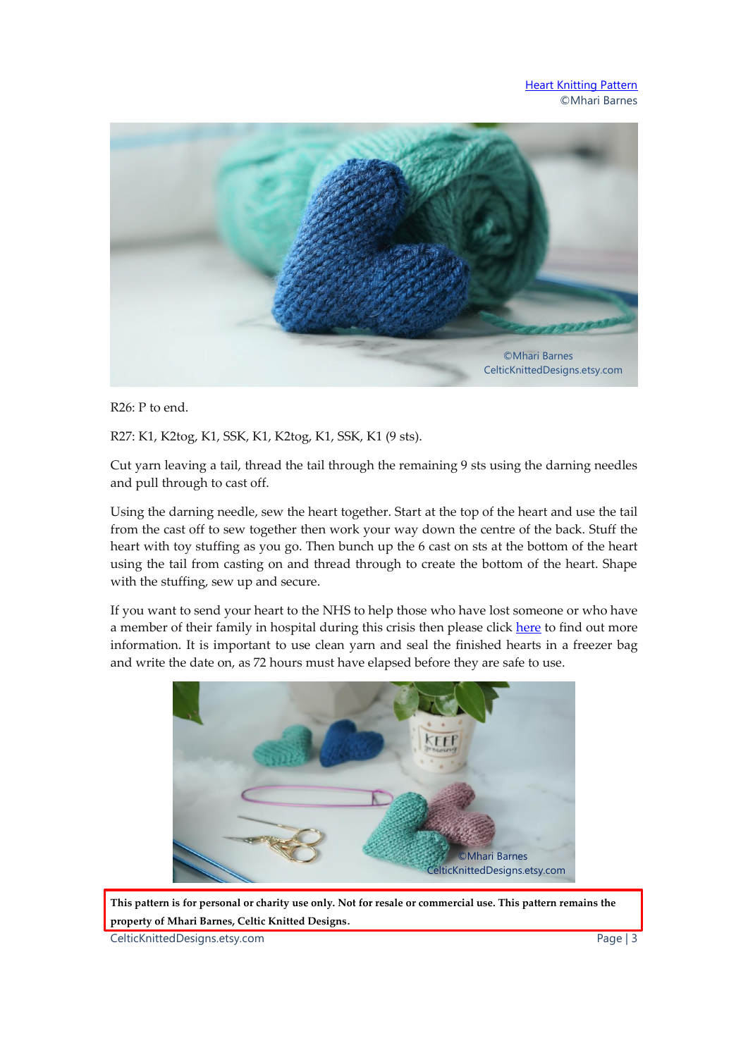R26: P to end.

R27: K1, K2tog, K1, SSK, K1, K2tog, K1, SSK, K1 (9 sts).

Cut yarn leaving a tail, thread the tail through the remaining 9 sts using the darning needles and pull through to cast off.

Using the darning needle, sew the heart together. Start at the top of the heart and use the tail from the cast off to sew together then work your way down the centre of the back. Stuff the heart with toy stuffing as you go. Then bunch up the 6 cast on sts at the bottom of the heart using the tail from casting on and thread through to create the bottom of the heart. Shape with the stuffing, sew up and secure.

If you want to send your heart to the NHS to help those who have lost someone or who have a member of their family in hospital during this crisis then please click here to find out more information. It is important to use clean yarn and seal the finished hearts in a freezer bag and write the date on, as 72 hours must have elapsed before they are safe to use.

**This pattern is for personal or charity use only. Not for resale or commercial use. This pattern remains the property of Mhari Barnes, Celtic Knitted Designs.**